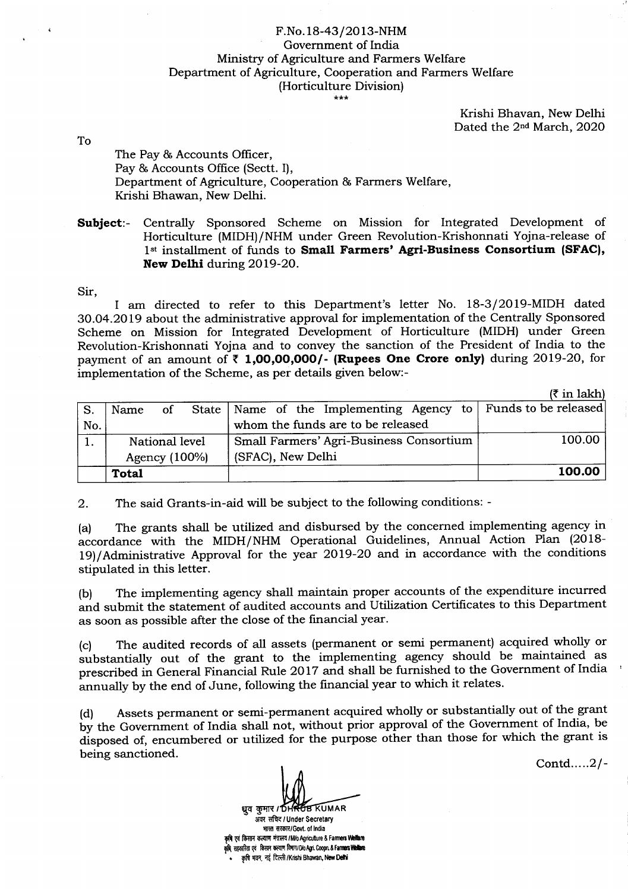F.No.18-43/2013-NHM
Government of India
Ministry of Agriculture and Farmers Welfare
Department of Agriculture, Cooperation and Farmers Welfare
(Horticulture Division)
\*\*\*

Krishi Bhavan, New Delhi
Dated the 2nd March, 2020

To

The Pay & Accounts Officer,
Pay & Accounts Office (Sectt. I),
Department of Agriculture, Cooperation & Farmers Welfare,
Krishi Bhawan, New Delhi.

**Subject**:- Centrally Sponsored Scheme on Mission for Integrated Development of Horticulture (MIDH)/NHM under Green Revolution-Krishonnati Yojna-release of 1st installment of funds to **Small Farmers' Agri-Business Consortium (SFAC), New Delhi** during 2019-20.

Sir,

I am directed to refer to this Department's letter No. 18-3/2019-MIDH dated 30.04.2019 about the administrative approval for implementation of the Centrally Sponsored Scheme on Mission for Integrated Development of Horticulture (MIDH) under Green Revolution-Krishonnati Yojna and to convey the sanction of the President of India to the payment of an amount of ₹ **1,00,00,000/- (Rupees One Crore only)** during 2019-20, for implementation of the Scheme, as per details given below:-

(₹ in lakh)

| S. No. | Name of State | Name of the Implementing Agency to whom the funds are to be released | Funds to be released |
|---|---|---|---|
| 1. | National level Agency (100%) | Small Farmers' Agri-Business Consortium (SFAC), New Delhi | 100.00 |
| | **Total** | | **100.00** |

2. The said Grants-in-aid will be subject to the following conditions: -

(a) The grants shall be utilized and disbursed by the concerned implementing agency in accordance with the MIDH/NHM Operational Guidelines, Annual Action Plan (2018-19)/Administrative Approval for the year 2019-20 and in accordance with the conditions stipulated in this letter.

(b) The implementing agency shall maintain proper accounts of the expenditure incurred and submit the statement of audited accounts and Utilization Certificates to this Department as soon as possible after the close of the financial year.

(c) The audited records of all assets (permanent or semi permanent) acquired wholly or substantially out of the grant to the implementing agency should be maintained as prescribed in General Financial Rule 2017 and shall be furnished to the Government of India annually by the end of June, following the financial year to which it relates.

(d) Assets permanent or semi-permanent acquired wholly or substantially out of the grant by the Government of India shall not, without prior approval of the Government of India, be disposed of, encumbered or utilized for the purpose other than those for which the grant is being sanctioned.

Contd.....2/-

ध्रुव कुमार / DHRUB KUMAR
अवर सचिव / Under Secretary
भारत सरकार/Govt. of India
कृषि एवं किसान कल्याण मंत्रालय / M/o Agriculture & Farmers Welfare
कृषि, सहकारिता एवं किसान कल्याण विभाग / D/o Agri. Coopn. & Farmers Welfare
कृषि भवन, नई दिल्ली / Krishi Bhawan, New Delhi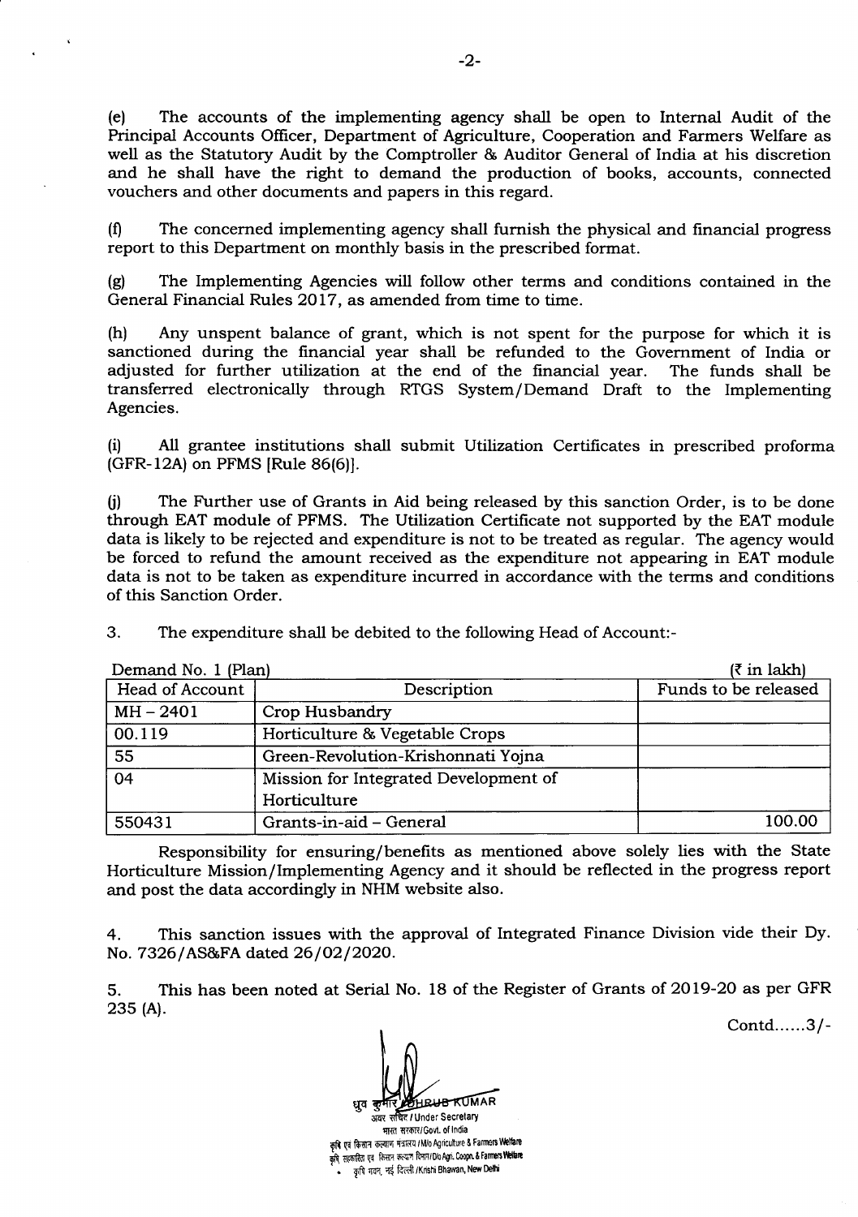(e) The accounts of the implementing agency shall be open to Internal Audit of the Principal Accounts Officer, Department of Agriculture, Cooperation and Farmers Welfare as well as the Statutory Audit by the Comptroller & Auditor General of India at his discretion and he shall have the right to demand the production of books, accounts, connected vouchers and other documents and papers in this regard.

(f) The concerned implementing agency shall furnish the physical and financial progress report to this Department on monthly basis in the prescribed format.

(g) The Implementing Agencies will follow other terms and conditions contained in the General Financial Rules 2017, as amended from time to time.

(h) Any unspent balance of grant, which is not spent for the purpose for which it is sanctioned during the financial year shall be refunded to the Government of India or adjusted for further utilization at the end of the financial year. The funds shall be transferred electronically through RTGS System/Demand Draft to the Implementing Agencies.

(i) All grantee institutions shall submit Utilization Certificates in prescribed proforma (GFR-12A) on PFMS [Rule 86(6)].

(j) The Further use of Grants in Aid being released by this sanction Order, is to be done through EAT module of PFMS. The Utilization Certificate not supported by the EAT module data is likely to be rejected and expenditure is not to be treated as regular. The agency would be forced to refund the amount received as the expenditure not appearing in EAT module data is not to be taken as expenditure incurred in accordance with the terms and conditions of this Sanction Order.

3. The expenditure shall be debited to the following Head of Account:-

Demand No. 1 (Plan) (₹ in lakh)

| Head of Account | Description | Funds to be released |
|---|---|---|
| MH – 2401 | Crop Husbandry | |
| 00.119 | Horticulture & Vegetable Crops | |
| 55 | Green-Revolution-Krishonnati Yojna | |
| 04 | Mission for Integrated Development of Horticulture | |
| 550431 | Grants-in-aid – General | 100.00 |

Responsibility for ensuring/benefits as mentioned above solely lies with the State Horticulture Mission/Implementing Agency and it should be reflected in the progress report and post the data accordingly in NHM website also.

4. This sanction issues with the approval of Integrated Finance Division vide their Dy. No. 7326/AS&FA dated 26/02/2020.

5. This has been noted at Serial No. 18 of the Register of Grants of 2019-20 as per GFR 235 (A).

Contd......3/-

ध्रुव कुमार / DHRUB KUMAR
अवर सचिव / Under Secretary
भारत सरकार / Govt. of India
कृषि एवं किसान कल्याण मंत्रालय / M/o Agriculture & Farmers Welfare
कृषि, सहकारिता एवं किसान कल्याण विभाग / D/o Agri. Coopn. & Farmers Welfare
कृषि भवन, नई दिल्ली / Krishi Bhawan, New Delhi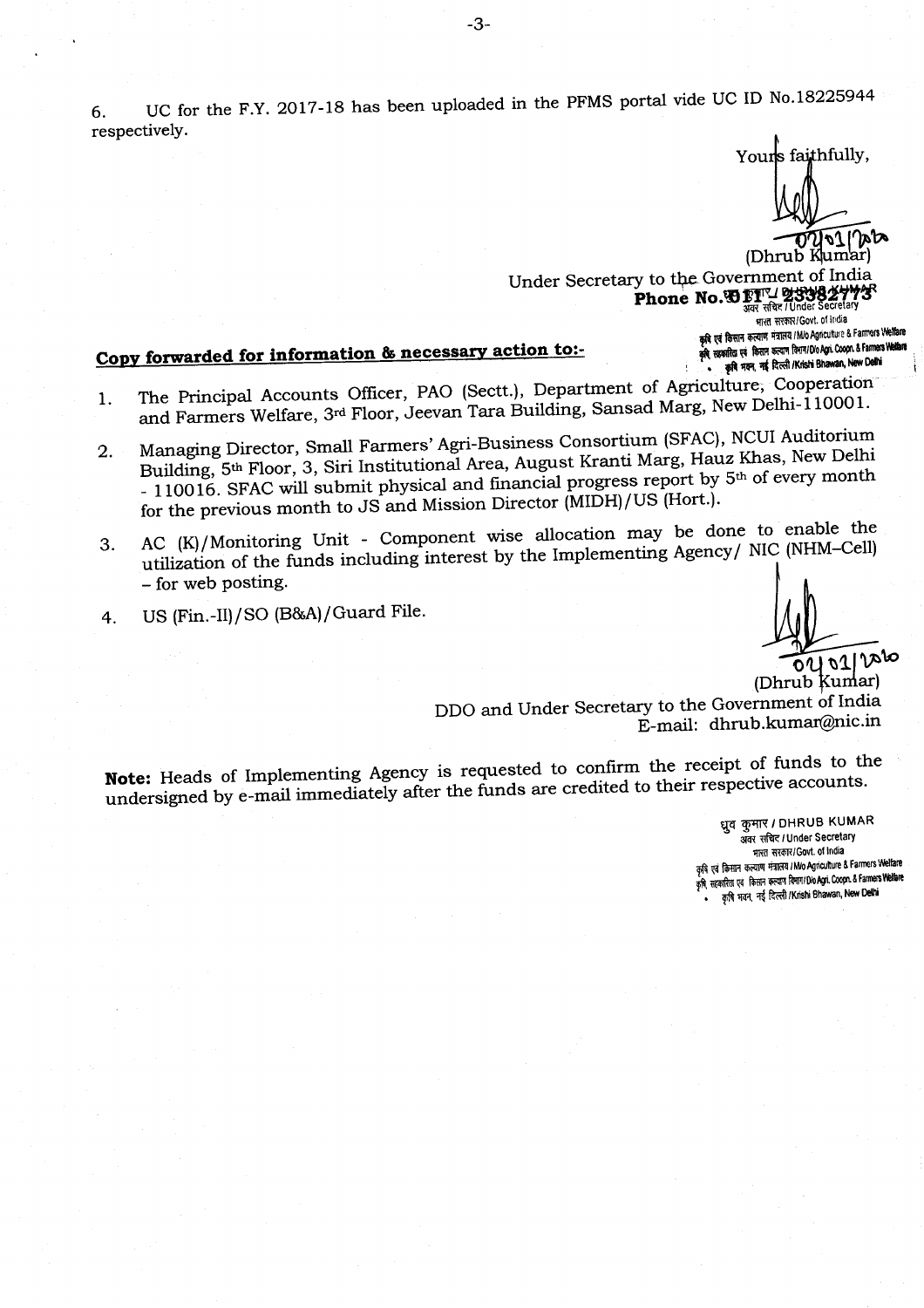6. UC for the F.Y. 2017-18 has been uploaded in the PFMS portal vide UC ID No.18225944 respectively.

Yours faithfully,

02/01/2020

(Dhrub Kumar)

Under Secretary to the Government of India

Phone No. 011-23382773

अवर सचिव / Under Secretary
भारत सरकार/Govt. of India
कृषि एवं किसान कल्याण मंत्रालय / M/o Agriculture & Farmers Welfare
कृषि, सहकारिता एवं किसान कल्याण विभाग/D/o Agri. Coopn. & Farmers Welfare
कृषि भवन, नई दिल्ली /Krishi Bhawan, New Delhi

**Copy forwarded for information & necessary action to:-**

1. The Principal Accounts Officer, PAO (Sectt.), Department of Agriculture, Cooperation and Farmers Welfare, 3rd Floor, Jeevan Tara Building, Sansad Marg, New Delhi-110001.
2. Managing Director, Small Farmers' Agri-Business Consortium (SFAC), NCUI Auditorium Building, 5th Floor, 3, Siri Institutional Area, August Kranti Marg, Hauz Khas, New Delhi - 110016. SFAC will submit physical and financial progress report by 5th of every month for the previous month to JS and Mission Director (MIDH)/US (Hort.).
3. AC (K)/Monitoring Unit - Component wise allocation may be done to enable the utilization of the funds including interest by the Implementing Agency/ NIC (NHM–Cell) – for web posting.
4. US (Fin.-II)/SO (B&A)/Guard File.

02/01/2020

(Dhrub Kumar)

DDO and Under Secretary to the Government of India

E-mail: dhrub.kumar@nic.in

**Note:** Heads of Implementing Agency is requested to confirm the receipt of funds to the undersigned by e-mail immediately after the funds are credited to their respective accounts.

ध्रुव कुमार / DHRUB KUMAR
अवर सचिव / Under Secretary
भारत सरकार/Govt. of India
कृषि एवं किसान कल्याण मंत्रालय / M/o Agriculture & Farmers Welfare
कृषि, सहकारिता एवं किसान कल्याण विभाग/D/o Agri. Coopn. & Farmers Welfare
कृषि भवन, नई दिल्ली /Krishi Bhawan, New Delhi